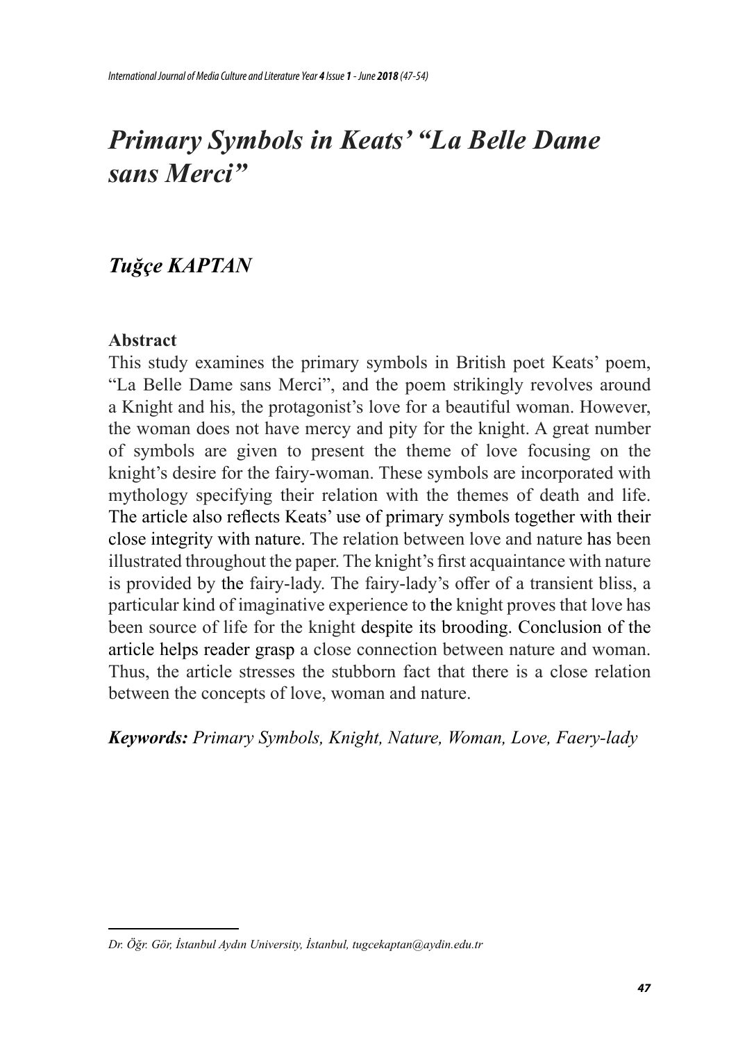# *Primary Symbols in Keats' "La Belle Dame sans Merci"*

## *Tuğçe KAPTAN*[1]

**Abstract**

This study examines the primary symbols in British poet Keats' poem, "La Belle Dame sans Merci", and the poem strikingly revolves around a Knight and his, the protagonist's love for a beautiful woman. However, the woman does not have mercy and pity for the knight. A great number of symbols are given to present the theme of love focusing on the knight's desire for the fairy-woman. These symbols are incorporated with mythology specifying their relation with the themes of death and life. The article also reflects Keats' use of primary symbols together with their close integrity with nature. The relation between love and nature has been illustrated throughout the paper. The knight's first acquaintance with nature is provided by the fairy-lady. The fairy-lady's offer of a transient bliss, a particular kind of imaginative experience to the knight proves that love has been source of life for the knight despite its brooding. Conclusion of the article helps reader grasp a close connection between nature and woman. Thus, the article stresses the stubborn fact that there is a close relation between the concepts of love, woman and nature.

***Keywords:*** *Primary Symbols, Knight, Nature, Woman, Love, Faery-lady*

---

[1] *Dr. Öğr. Gör, İstanbul Aydın University, İstanbul, tugcekaptan@aydin.edu.tr*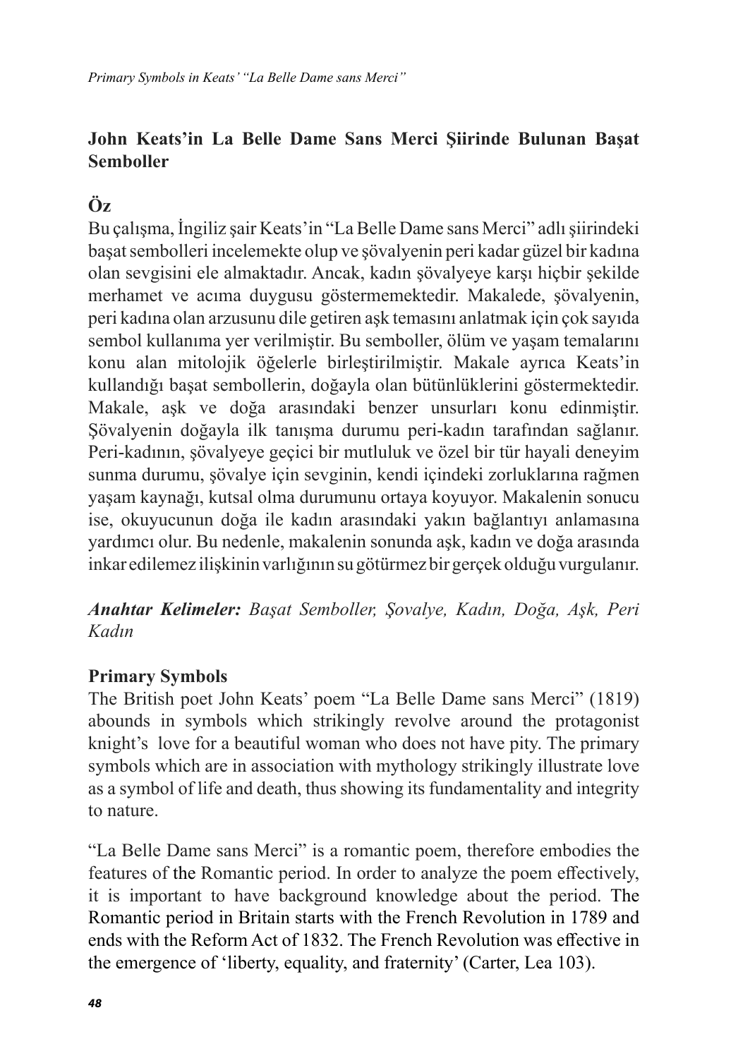## John Keats'in La Belle Dame Sans Merci Şiirinde Bulunan Başat Semboller

### Öz

Bu çalışma, İngiliz şair Keats'in "La Belle Dame sans Merci" adlı şiirindeki başat sembolleri incelemekte olup ve şövalyenin peri kadar güzel bir kadına olan sevgisini ele almaktadır. Ancak, kadın şövalyeye karşı hiçbir şekilde merhamet ve acıma duygusu göstermemektedir. Makalede, şövalyenin, peri kadına olan arzusunu dile getiren aşk temasını anlatmak için çok sayıda sembol kullanıma yer verilmiştir. Bu semboller, ölüm ve yaşam temalarını konu alan mitolojik öğelerle birleştirilmiştir. Makale ayrıca Keats'in kullandığı başat sembollerin, doğayla olan bütünlüklerini göstermektedir. Makale, aşk ve doğa arasındaki benzer unsurları konu edinmiştir. Şövalyenin doğayla ilk tanışma durumu peri-kadın tarafından sağlanır. Peri-kadının, şövalyeye geçici bir mutluluk ve özel bir tür hayali deneyim sunma durumu, şövalye için sevginin, kendi içindeki zorluklarına rağmen yaşam kaynağı, kutsal olma durumunu ortaya koyuyor. Makalenin sonucu ise, okuyucunun doğa ile kadın arasındaki yakın bağlantıyı anlamasına yardımcı olur. Bu nedenle, makalenin sonunda aşk, kadın ve doğa arasında inkar edilemez ilişkinin varlığının su götürmez bir gerçek olduğu vurgulanır.

***Anahtar Kelimeler:*** *Başat Semboller, Şovalye, Kadın, Doğa, Aşk, Peri Kadın*

### Primary Symbols

The British poet John Keats' poem "La Belle Dame sans Merci" (1819) abounds in symbols which strikingly revolve around the protagonist knight's love for a beautiful woman who does not have pity. The primary symbols which are in association with mythology strikingly illustrate love as a symbol of life and death, thus showing its fundamentality and integrity to nature.

"La Belle Dame sans Merci" is a romantic poem, therefore embodies the features of the Romantic period. In order to analyze the poem effectively, it is important to have background knowledge about the period. The Romantic period in Britain starts with the French Revolution in 1789 and ends with the Reform Act of 1832. The French Revolution was effective in the emergence of 'liberty, equality, and fraternity' (Carter, Lea 103).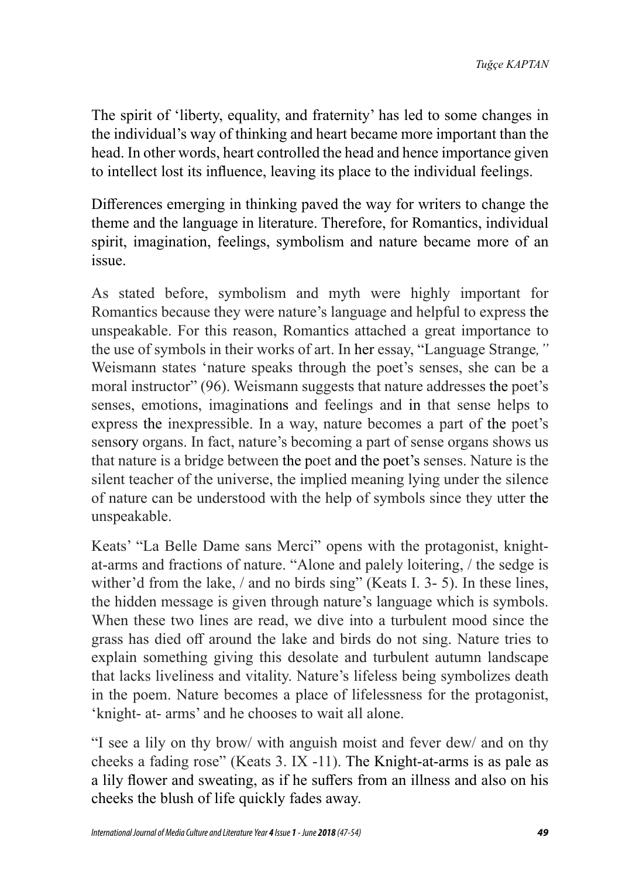The spirit of 'liberty, equality, and fraternity' has led to some changes in the individual's way of thinking and heart became more important than the head. In other words, heart controlled the head and hence importance given to intellect lost its influence, leaving its place to the individual feelings.

Differences emerging in thinking paved the way for writers to change the theme and the language in literature. Therefore, for Romantics, individual spirit, imagination, feelings, symbolism and nature became more of an issue.

As stated before, symbolism and myth were highly important for Romantics because they were nature's language and helpful to express the unspeakable. For this reason, Romantics attached a great importance to the use of symbols in their works of art. In her essay, "Language Strange*,"* Weismann states 'nature speaks through the poet's senses, she can be a moral instructor" (96). Weismann suggests that nature addresses the poet's senses, emotions, imaginations and feelings and in that sense helps to express the inexpressible. In a way, nature becomes a part of the poet's sensory organs. In fact, nature's becoming a part of sense organs shows us that nature is a bridge between the poet and the poet's senses. Nature is the silent teacher of the universe, the implied meaning lying under the silence of nature can be understood with the help of symbols since they utter the unspeakable.

Keats' "La Belle Dame sans Merci" opens with the protagonist, knight-at-arms and fractions of nature. "Alone and palely loitering, / the sedge is wither'd from the lake, / and no birds sing" (Keats I. 3- 5). In these lines, the hidden message is given through nature's language which is symbols. When these two lines are read, we dive into a turbulent mood since the grass has died off around the lake and birds do not sing. Nature tries to explain something giving this desolate and turbulent autumn landscape that lacks liveliness and vitality. Nature's lifeless being symbolizes death in the poem. Nature becomes a place of lifelessness for the protagonist, 'knight- at- arms' and he chooses to wait all alone.

"I see a lily on thy brow/ with anguish moist and fever dew/ and on thy cheeks a fading rose" (Keats 3. IX -11). The Knight-at-arms is as pale as a lily flower and sweating, as if he suffers from an illness and also on his cheeks the blush of life quickly fades away.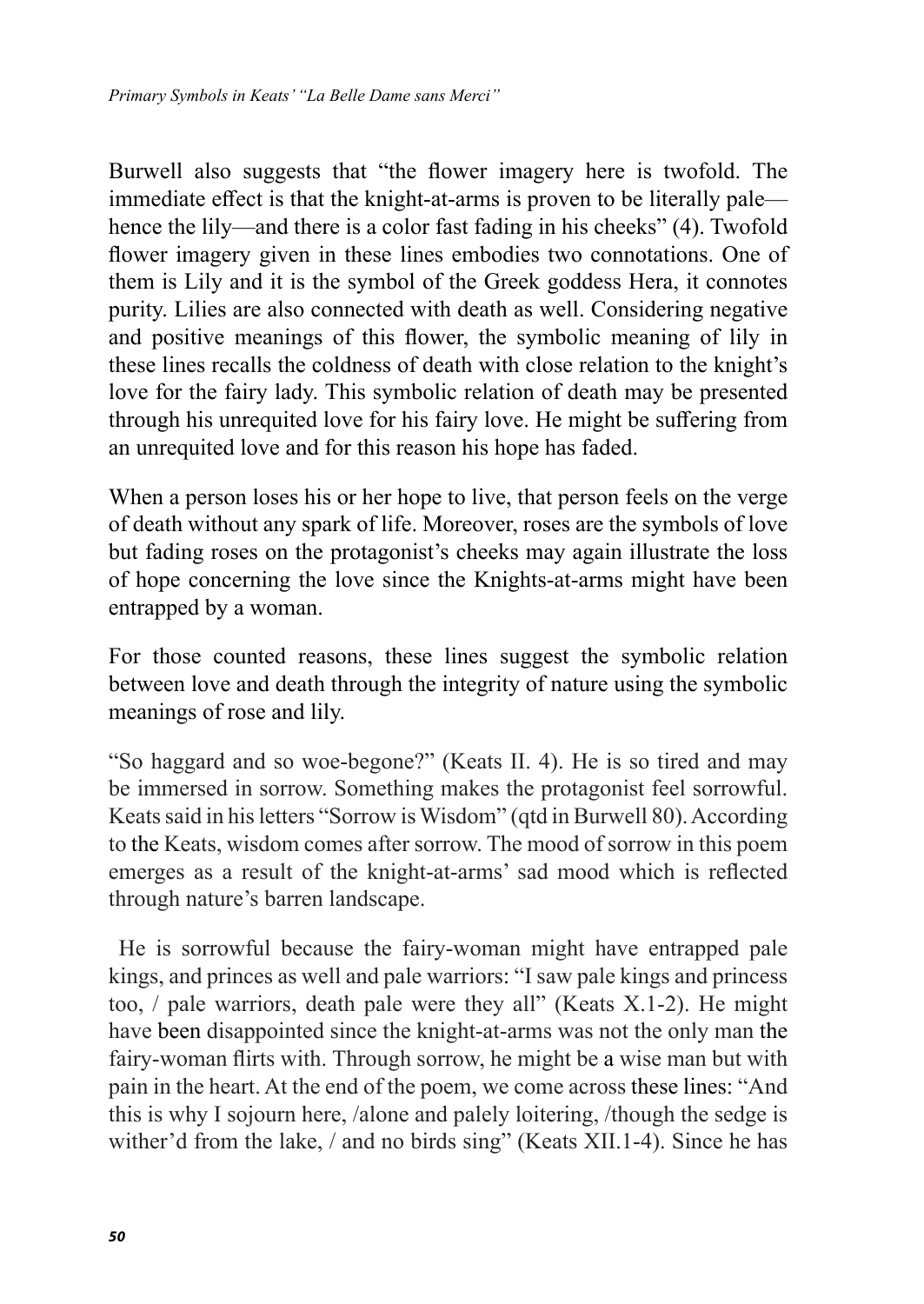Burwell also suggests that "the flower imagery here is twofold. The immediate effect is that the knight-at-arms is proven to be literally pale—hence the lily—and there is a color fast fading in his cheeks" (4). Twofold flower imagery given in these lines embodies two connotations. One of them is Lily and it is the symbol of the Greek goddess Hera, it connotes purity. Lilies are also connected with death as well. Considering negative and positive meanings of this flower, the symbolic meaning of lily in these lines recalls the coldness of death with close relation to the knight's love for the fairy lady. This symbolic relation of death may be presented through his unrequited love for his fairy love. He might be suffering from an unrequited love and for this reason his hope has faded.

When a person loses his or her hope to live, that person feels on the verge of death without any spark of life. Moreover, roses are the symbols of love but fading roses on the protagonist's cheeks may again illustrate the loss of hope concerning the love since the Knights-at-arms might have been entrapped by a woman.

For those counted reasons, these lines suggest the symbolic relation between love and death through the integrity of nature using the symbolic meanings of rose and lily.

"So haggard and so woe-begone?" (Keats II. 4). He is so tired and may be immersed in sorrow. Something makes the protagonist feel sorrowful. Keats said in his letters "Sorrow is Wisdom" (qtd in Burwell 80). According to the Keats, wisdom comes after sorrow. The mood of sorrow in this poem emerges as a result of the knight-at-arms' sad mood which is reflected through nature's barren landscape.

He is sorrowful because the fairy-woman might have entrapped pale kings, and princes as well and pale warriors: "I saw pale kings and princess too, / pale warriors, death pale were they all" (Keats X.1-2). He might have been disappointed since the knight-at-arms was not the only man the fairy-woman flirts with. Through sorrow, he might be a wise man but with pain in the heart. At the end of the poem, we come across these lines: "And this is why I sojourn here, /alone and palely loitering, /though the sedge is wither'd from the lake, / and no birds sing" (Keats XII.1-4). Since he has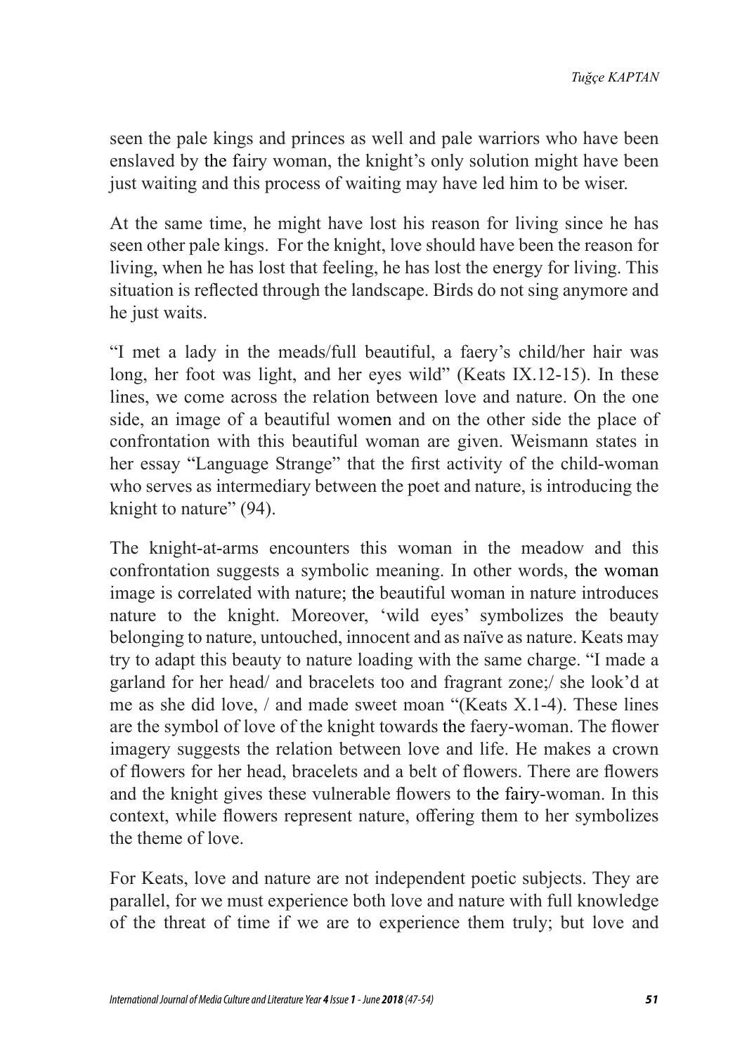seen the pale kings and princes as well and pale warriors who have been enslaved by the fairy woman, the knight's only solution might have been just waiting and this process of waiting may have led him to be wiser.

At the same time, he might have lost his reason for living since he has seen other pale kings. For the knight, love should have been the reason for living, when he has lost that feeling, he has lost the energy for living. This situation is reflected through the landscape. Birds do not sing anymore and he just waits.

"I met a lady in the meads/full beautiful, a faery's child/her hair was long, her foot was light, and her eyes wild" (Keats IX.12-15). In these lines, we come across the relation between love and nature. On the one side, an image of a beautiful women and on the other side the place of confrontation with this beautiful woman are given. Weismann states in her essay "Language Strange" that the first activity of the child-woman who serves as intermediary between the poet and nature, is introducing the knight to nature" (94).

The knight-at-arms encounters this woman in the meadow and this confrontation suggests a symbolic meaning. In other words, the woman image is correlated with nature; the beautiful woman in nature introduces nature to the knight. Moreover, 'wild eyes' symbolizes the beauty belonging to nature, untouched, innocent and as naïve as nature. Keats may try to adapt this beauty to nature loading with the same charge. "I made a garland for her head/ and bracelets too and fragrant zone;/ she look'd at me as she did love, / and made sweet moan "(Keats X.1-4). These lines are the symbol of love of the knight towards the faery-woman. The flower imagery suggests the relation between love and life. He makes a crown of flowers for her head, bracelets and a belt of flowers. There are flowers and the knight gives these vulnerable flowers to the fairy-woman. In this context, while flowers represent nature, offering them to her symbolizes the theme of love.

For Keats, love and nature are not independent poetic subjects. They are parallel, for we must experience both love and nature with full knowledge of the threat of time if we are to experience them truly; but love and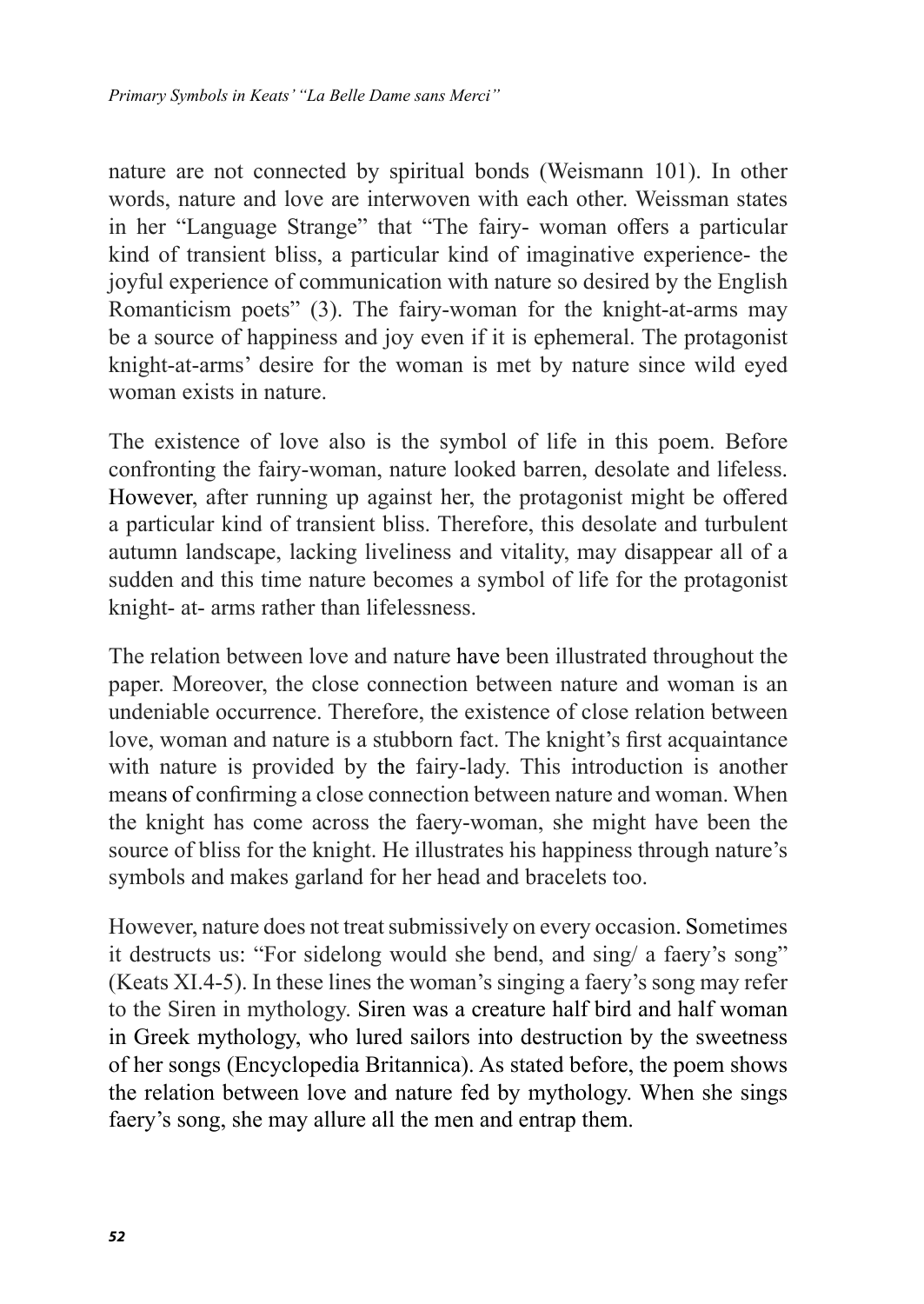nature are not connected by spiritual bonds (Weismann 101). In other words, nature and love are interwoven with each other. Weissman states in her "Language Strange" that "The fairy- woman offers a particular kind of transient bliss, a particular kind of imaginative experience- the joyful experience of communication with nature so desired by the English Romanticism poets" (3). The fairy-woman for the knight-at-arms may be a source of happiness and joy even if it is ephemeral. The protagonist knight-at-arms' desire for the woman is met by nature since wild eyed woman exists in nature.

The existence of love also is the symbol of life in this poem. Before confronting the fairy-woman, nature looked barren, desolate and lifeless. However, after running up against her, the protagonist might be offered a particular kind of transient bliss. Therefore, this desolate and turbulent autumn landscape, lacking liveliness and vitality, may disappear all of a sudden and this time nature becomes a symbol of life for the protagonist knight- at- arms rather than lifelessness.

The relation between love and nature have been illustrated throughout the paper. Moreover, the close connection between nature and woman is an undeniable occurrence. Therefore, the existence of close relation between love, woman and nature is a stubborn fact. The knight's first acquaintance with nature is provided by the fairy-lady. This introduction is another means of confirming a close connection between nature and woman. When the knight has come across the faery-woman, she might have been the source of bliss for the knight. He illustrates his happiness through nature's symbols and makes garland for her head and bracelets too.

However, nature does not treat submissively on every occasion. Sometimes it destructs us: "For sidelong would she bend, and sing/ a faery's song" (Keats XI.4-5). In these lines the woman's singing a faery's song may refer to the Siren in mythology. Siren was a creature half bird and half woman in Greek mythology, who lured sailors into destruction by the sweetness of her songs (Encyclopedia Britannica). As stated before, the poem shows the relation between love and nature fed by mythology. When she sings faery's song, she may allure all the men and entrap them.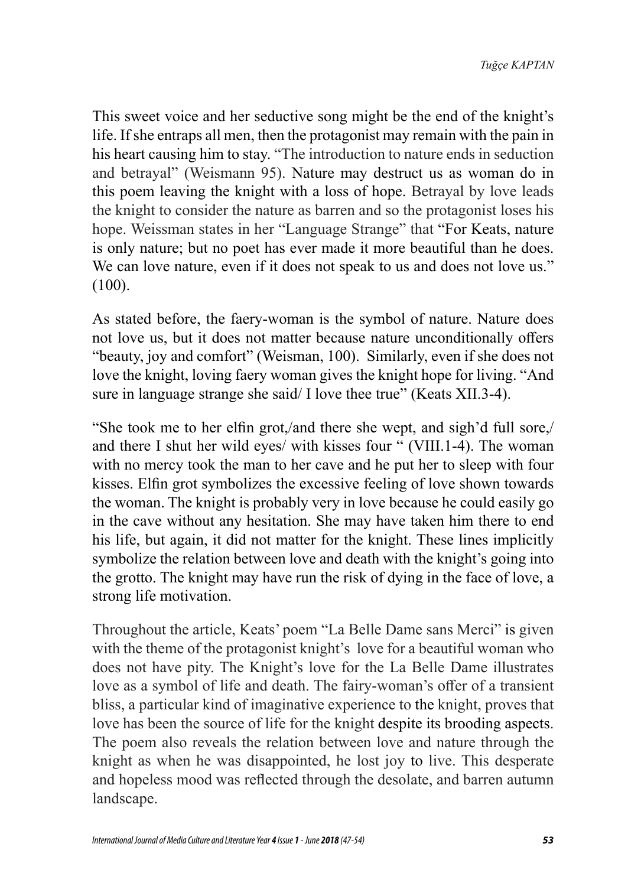This sweet voice and her seductive song might be the end of the knight's life. If she entraps all men, then the protagonist may remain with the pain in his heart causing him to stay. "The introduction to nature ends in seduction and betrayal" (Weismann 95). Nature may destruct us as woman do in this poem leaving the knight with a loss of hope. Betrayal by love leads the knight to consider the nature as barren and so the protagonist loses his hope. Weissman states in her "Language Strange" that "For Keats, nature is only nature; but no poet has ever made it more beautiful than he does. We can love nature, even if it does not speak to us and does not love us." (100).

As stated before, the faery-woman is the symbol of nature. Nature does not love us, but it does not matter because nature unconditionally offers "beauty, joy and comfort" (Weisman, 100). Similarly, even if she does not love the knight, loving faery woman gives the knight hope for living. "And sure in language strange she said/ I love thee true" (Keats XII.3-4).

"She took me to her elfin grot,/and there she wept, and sigh'd full sore,/ and there I shut her wild eyes/ with kisses four " (VIII.1-4). The woman with no mercy took the man to her cave and he put her to sleep with four kisses. Elfin grot symbolizes the excessive feeling of love shown towards the woman. The knight is probably very in love because he could easily go in the cave without any hesitation. She may have taken him there to end his life, but again, it did not matter for the knight. These lines implicitly symbolize the relation between love and death with the knight's going into the grotto. The knight may have run the risk of dying in the face of love, a strong life motivation.

Throughout the article, Keats' poem "La Belle Dame sans Merci" is given with the theme of the protagonist knight's love for a beautiful woman who does not have pity. The Knight's love for the La Belle Dame illustrates love as a symbol of life and death. The fairy-woman's offer of a transient bliss, a particular kind of imaginative experience to the knight, proves that love has been the source of life for the knight despite its brooding aspects. The poem also reveals the relation between love and nature through the knight as when he was disappointed, he lost joy to live. This desperate and hopeless mood was reflected through the desolate, and barren autumn landscape.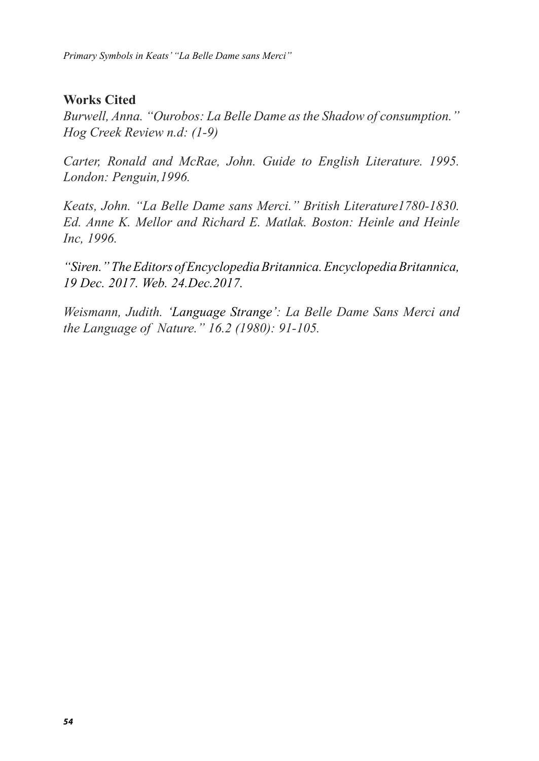## Works Cited

*Burwell, Anna. "Ourobos: La Belle Dame as the Shadow of consumption." Hog Creek Review n.d: (1-9)*

*Carter, Ronald and McRae, John. Guide to English Literature. 1995. London: Penguin,1996.*

*Keats, John. "La Belle Dame sans Merci." British Literature1780-1830. Ed. Anne K. Mellor and Richard E. Matlak. Boston: Heinle and Heinle Inc, 1996.*

*"Siren." The Editors of Encyclopedia Britannica. Encyclopedia Britannica, 19 Dec. 2017. Web. 24.Dec.2017.*

*Weismann, Judith. 'Language Strange': La Belle Dame Sans Merci and the Language of Nature." 16.2 (1980): 91-105.*